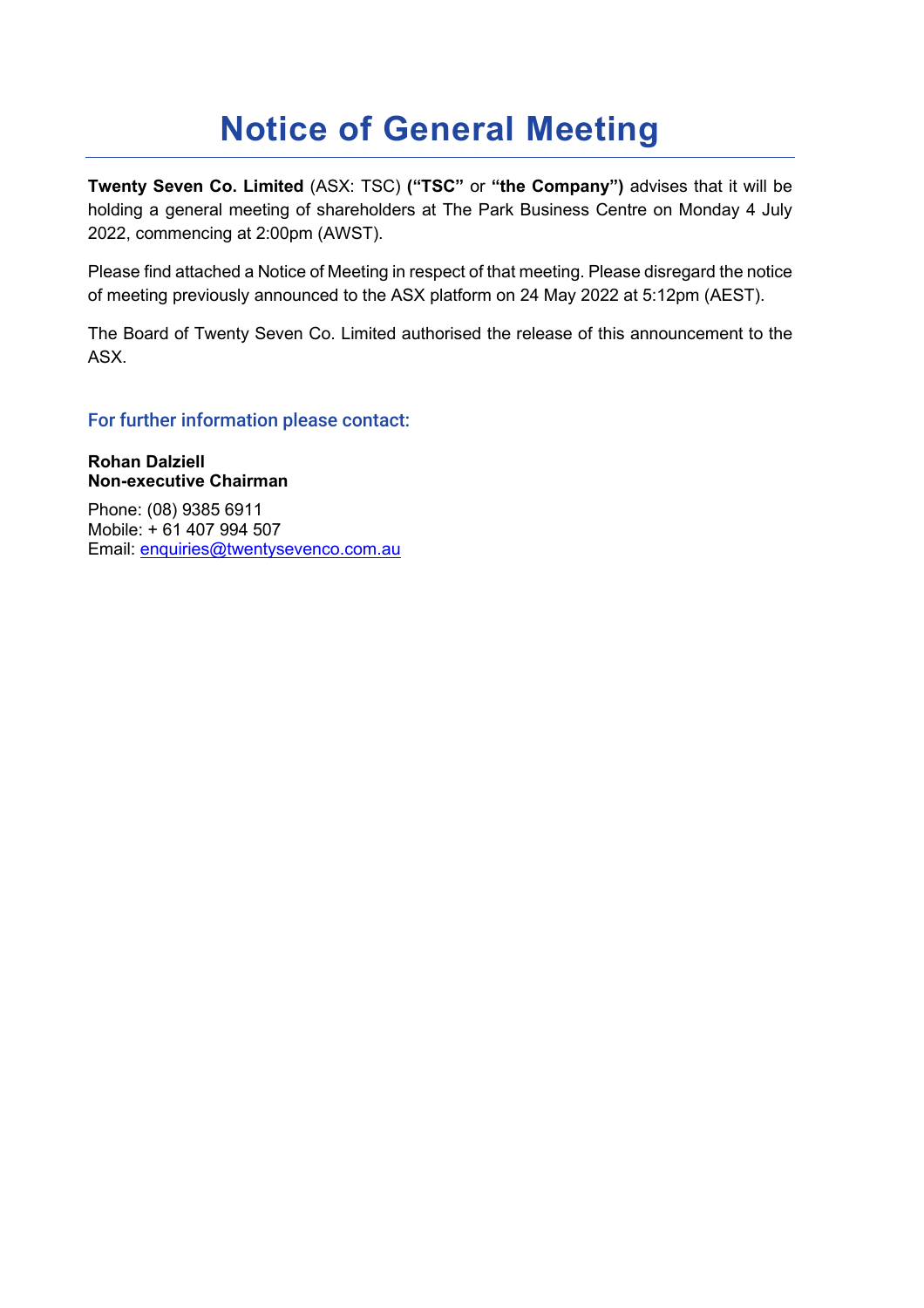# Notice of General Meeting

**Twenty Seven Co. Limited** (ASX: TSC) **("TSC"** or **"the Company")** advises that it will be holding a general meeting of shareholders at The Park Business Centre on Monday 4 July 2022, commencing at 2:00pm (AWST).

Please find attached a Notice of Meeting in respect of that meeting. Please disregard the notice of meeting previously announced to the ASX platform on 24 May 2022 at 5:12pm (AEST).

The Board of Twenty Seven Co. Limited authorised the release of this announcement to the ASX.

## For further information please contact:

**Rohan Dalziell**
**Non-executive Chairman**

Phone: (08) 9385 6911
Mobile: + 61 407 994 507
Email: enquiries@twentysevenco.com.au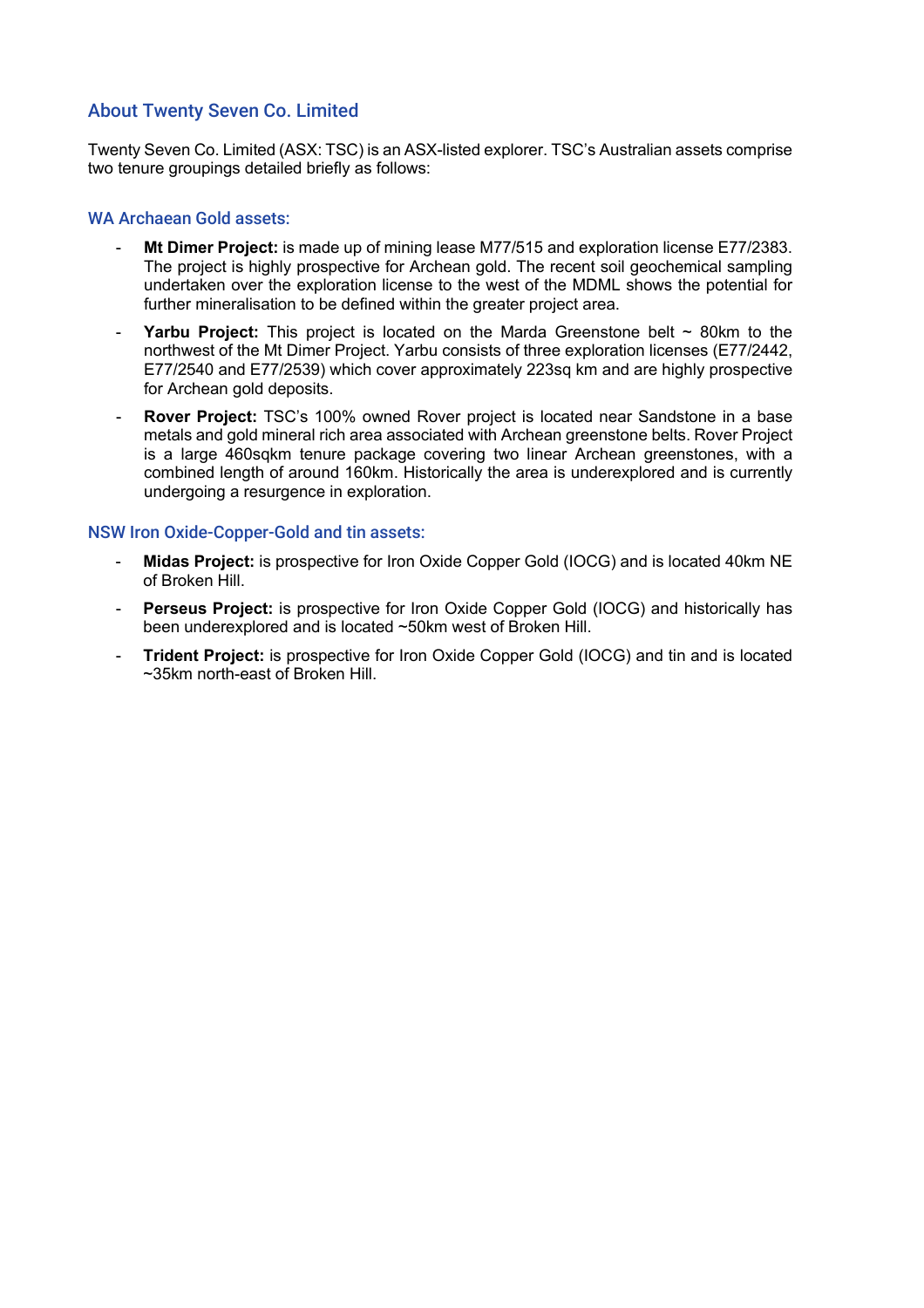## About Twenty Seven Co. Limited

Twenty Seven Co. Limited (ASX: TSC) is an ASX-listed explorer. TSC's Australian assets comprise two tenure groupings detailed briefly as follows:

### WA Archaean Gold assets:

- **Mt Dimer Project:** is made up of mining lease M77/515 and exploration license E77/2383. The project is highly prospective for Archean gold. The recent soil geochemical sampling undertaken over the exploration license to the west of the MDML shows the potential for further mineralisation to be defined within the greater project area.
- **Yarbu Project:** This project is located on the Marda Greenstone belt ~ 80km to the northwest of the Mt Dimer Project. Yarbu consists of three exploration licenses (E77/2442, E77/2540 and E77/2539) which cover approximately 223sq km and are highly prospective for Archean gold deposits.
- **Rover Project:** TSC's 100% owned Rover project is located near Sandstone in a base metals and gold mineral rich area associated with Archean greenstone belts. Rover Project is a large 460sqkm tenure package covering two linear Archean greenstones, with a combined length of around 160km. Historically the area is underexplored and is currently undergoing a resurgence in exploration.

### NSW Iron Oxide-Copper-Gold and tin assets:

- **Midas Project:** is prospective for Iron Oxide Copper Gold (IOCG) and is located 40km NE of Broken Hill.
- **Perseus Project:** is prospective for Iron Oxide Copper Gold (IOCG) and historically has been underexplored and is located ~50km west of Broken Hill.
- **Trident Project:** is prospective for Iron Oxide Copper Gold (IOCG) and tin and is located ~35km north-east of Broken Hill.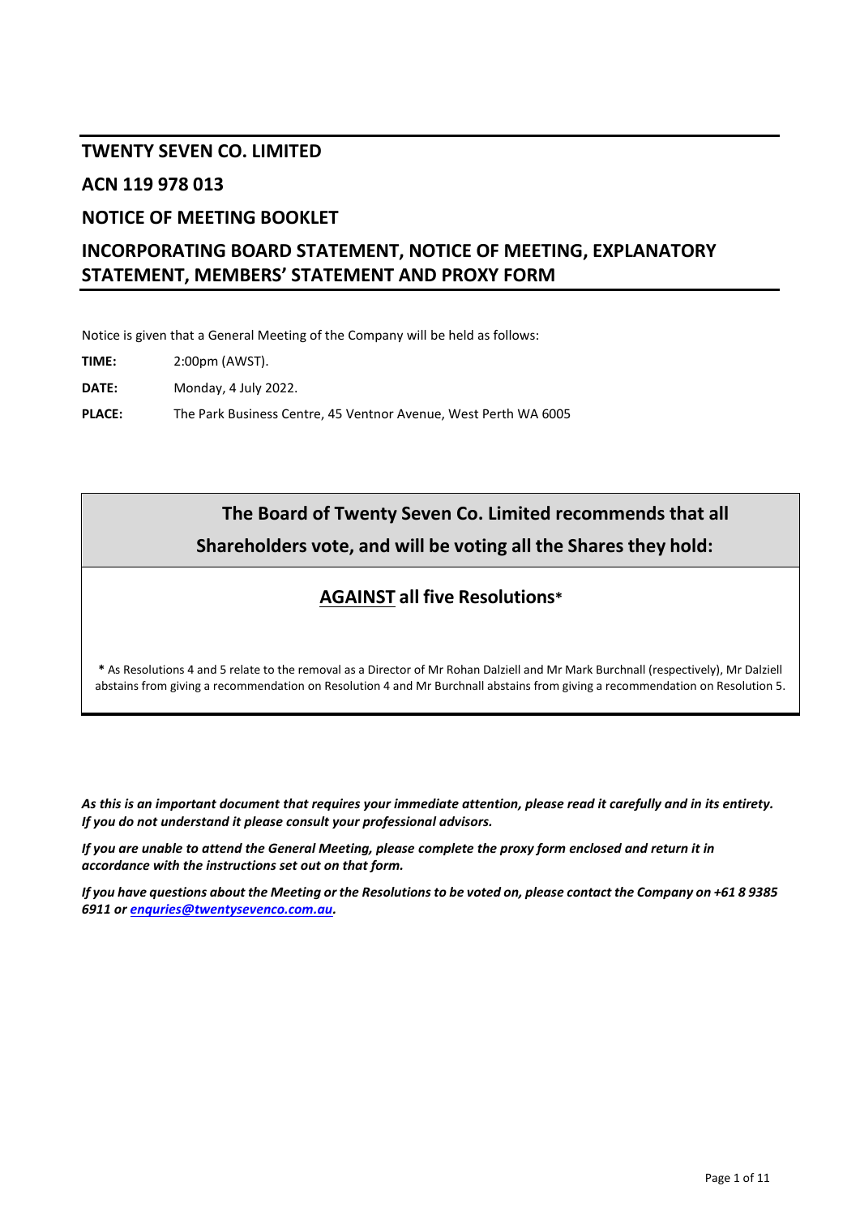# TWENTY SEVEN CO. LIMITED

## ACN 119 978 013

## NOTICE OF MEETING BOOKLET

## INCORPORATING BOARD STATEMENT, NOTICE OF MEETING, EXPLANATORY STATEMENT, MEMBERS' STATEMENT AND PROXY FORM

Notice is given that a General Meeting of the Company will be held as follows:

**TIME:** 2:00pm (AWST).

**DATE:** Monday, 4 July 2022.

**PLACE:** The Park Business Centre, 45 Ventnor Avenue, West Perth WA 6005

---

**The Board of Twenty Seven Co. Limited recommends that all Shareholders vote, and will be voting all the Shares they hold:**

**AGAINST all five Resolutions***

**\*** As Resolutions 4 and 5 relate to the removal as a Director of Mr Rohan Dalziell and Mr Mark Burchnall (respectively), Mr Dalziell abstains from giving a recommendation on Resolution 4 and Mr Burchnall abstains from giving a recommendation on Resolution 5.

---

***As this is an important document that requires your immediate attention, please read it carefully and in its entirety. If you do not understand it please consult your professional advisors.***

***If you are unable to attend the General Meeting, please complete the proxy form enclosed and return it in accordance with the instructions set out on that form.***

***If you have questions about the Meeting or the Resolutions to be voted on, please contact the Company on +61 8 9385 6911 or enquries@twentysevenco.com.au.***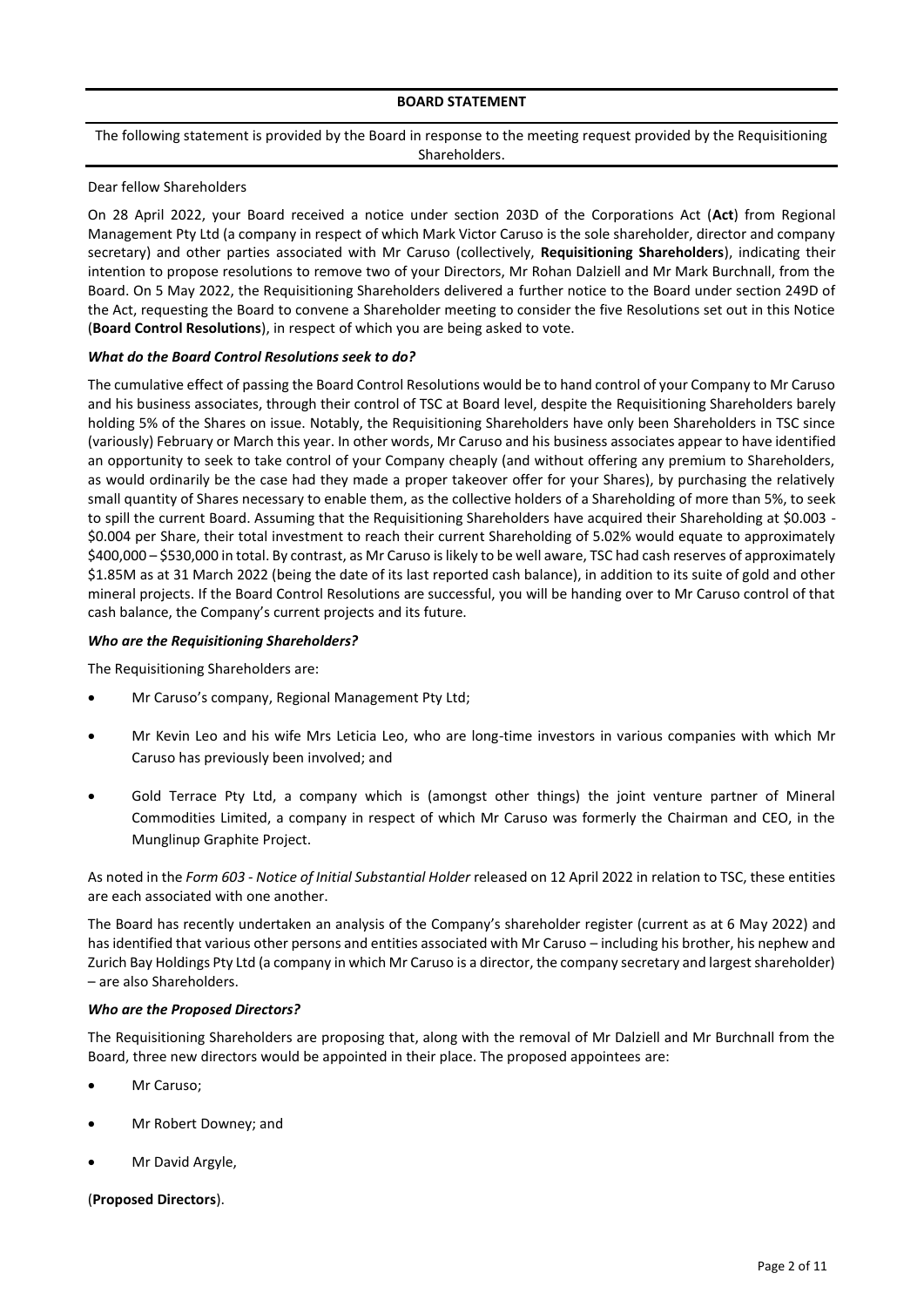## BOARD STATEMENT

The following statement is provided by the Board in response to the meeting request provided by the Requisitioning Shareholders.

Dear fellow Shareholders

On 28 April 2022, your Board received a notice under section 203D of the Corporations Act (**Act**) from Regional Management Pty Ltd (a company in respect of which Mark Victor Caruso is the sole shareholder, director and company secretary) and other parties associated with Mr Caruso (collectively, **Requisitioning Shareholders**), indicating their intention to propose resolutions to remove two of your Directors, Mr Rohan Dalziell and Mr Mark Burchnall, from the Board. On 5 May 2022, the Requisitioning Shareholders delivered a further notice to the Board under section 249D of the Act, requesting the Board to convene a Shareholder meeting to consider the five Resolutions set out in this Notice (**Board Control Resolutions**), in respect of which you are being asked to vote.

### *What do the Board Control Resolutions seek to do?*

The cumulative effect of passing the Board Control Resolutions would be to hand control of your Company to Mr Caruso and his business associates, through their control of TSC at Board level, despite the Requisitioning Shareholders barely holding 5% of the Shares on issue. Notably, the Requisitioning Shareholders have only been Shareholders in TSC since (variously) February or March this year. In other words, Mr Caruso and his business associates appear to have identified an opportunity to seek to take control of your Company cheaply (and without offering any premium to Shareholders, as would ordinarily be the case had they made a proper takeover offer for your Shares), by purchasing the relatively small quantity of Shares necessary to enable them, as the collective holders of a Shareholding of more than 5%, to seek to spill the current Board. Assuming that the Requisitioning Shareholders have acquired their Shareholding at \$0.003 - \$0.004 per Share, their total investment to reach their current Shareholding of 5.02% would equate to approximately \$400,000 – \$530,000 in total. By contrast, as Mr Caruso is likely to be well aware, TSC had cash reserves of approximately \$1.85M as at 31 March 2022 (being the date of its last reported cash balance), in addition to its suite of gold and other mineral projects. If the Board Control Resolutions are successful, you will be handing over to Mr Caruso control of that cash balance, the Company's current projects and its future.

### *Who are the Requisitioning Shareholders?*

The Requisitioning Shareholders are:

- Mr Caruso's company, Regional Management Pty Ltd;
- Mr Kevin Leo and his wife Mrs Leticia Leo, who are long-time investors in various companies with which Mr Caruso has previously been involved; and
- Gold Terrace Pty Ltd, a company which is (amongst other things) the joint venture partner of Mineral Commodities Limited, a company in respect of which Mr Caruso was formerly the Chairman and CEO, in the Munglinup Graphite Project.

As noted in the *Form 603 - Notice of Initial Substantial Holder* released on 12 April 2022 in relation to TSC, these entities are each associated with one another.

The Board has recently undertaken an analysis of the Company's shareholder register (current as at 6 May 2022) and has identified that various other persons and entities associated with Mr Caruso – including his brother, his nephew and Zurich Bay Holdings Pty Ltd (a company in which Mr Caruso is a director, the company secretary and largest shareholder) – are also Shareholders.

### *Who are the Proposed Directors?*

The Requisitioning Shareholders are proposing that, along with the removal of Mr Dalziell and Mr Burchnall from the Board, three new directors would be appointed in their place. The proposed appointees are:

- Mr Caruso;
- Mr Robert Downey; and
- Mr David Argyle,

(**Proposed Directors**).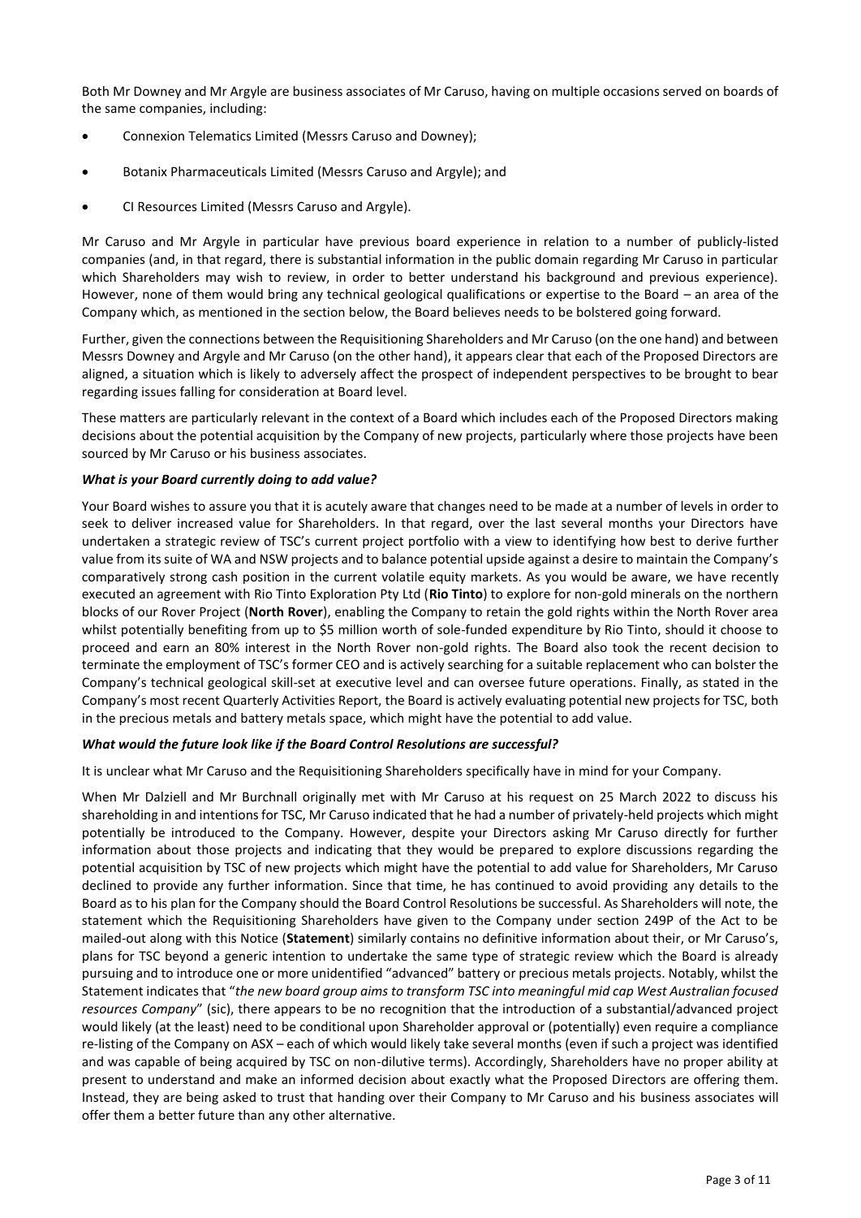Both Mr Downey and Mr Argyle are business associates of Mr Caruso, having on multiple occasions served on boards of the same companies, including:

- Connexion Telematics Limited (Messrs Caruso and Downey);
- Botanix Pharmaceuticals Limited (Messrs Caruso and Argyle); and
- CI Resources Limited (Messrs Caruso and Argyle).

Mr Caruso and Mr Argyle in particular have previous board experience in relation to a number of publicly-listed companies (and, in that regard, there is substantial information in the public domain regarding Mr Caruso in particular which Shareholders may wish to review, in order to better understand his background and previous experience). However, none of them would bring any technical geological qualifications or expertise to the Board – an area of the Company which, as mentioned in the section below, the Board believes needs to be bolstered going forward.

Further, given the connections between the Requisitioning Shareholders and Mr Caruso (on the one hand) and between Messrs Downey and Argyle and Mr Caruso (on the other hand), it appears clear that each of the Proposed Directors are aligned, a situation which is likely to adversely affect the prospect of independent perspectives to be brought to bear regarding issues falling for consideration at Board level.

These matters are particularly relevant in the context of a Board which includes each of the Proposed Directors making decisions about the potential acquisition by the Company of new projects, particularly where those projects have been sourced by Mr Caruso or his business associates.

***What is your Board currently doing to add value?***

Your Board wishes to assure you that it is acutely aware that changes need to be made at a number of levels in order to seek to deliver increased value for Shareholders. In that regard, over the last several months your Directors have undertaken a strategic review of TSC's current project portfolio with a view to identifying how best to derive further value from its suite of WA and NSW projects and to balance potential upside against a desire to maintain the Company's comparatively strong cash position in the current volatile equity markets. As you would be aware, we have recently executed an agreement with Rio Tinto Exploration Pty Ltd (**Rio Tinto**) to explore for non-gold minerals on the northern blocks of our Rover Project (**North Rover**), enabling the Company to retain the gold rights within the North Rover area whilst potentially benefiting from up to $5 million worth of sole-funded expenditure by Rio Tinto, should it choose to proceed and earn an 80% interest in the North Rover non-gold rights. The Board also took the recent decision to terminate the employment of TSC's former CEO and is actively searching for a suitable replacement who can bolster the Company's technical geological skill-set at executive level and can oversee future operations. Finally, as stated in the Company's most recent Quarterly Activities Report, the Board is actively evaluating potential new projects for TSC, both in the precious metals and battery metals space, which might have the potential to add value.

***What would the future look like if the Board Control Resolutions are successful?***

It is unclear what Mr Caruso and the Requisitioning Shareholders specifically have in mind for your Company.

When Mr Dalziell and Mr Burchnall originally met with Mr Caruso at his request on 25 March 2022 to discuss his shareholding in and intentions for TSC, Mr Caruso indicated that he had a number of privately-held projects which might potentially be introduced to the Company. However, despite your Directors asking Mr Caruso directly for further information about those projects and indicating that they would be prepared to explore discussions regarding the potential acquisition by TSC of new projects which might have the potential to add value for Shareholders, Mr Caruso declined to provide any further information. Since that time, he has continued to avoid providing any details to the Board as to his plan for the Company should the Board Control Resolutions be successful. As Shareholders will note, the statement which the Requisitioning Shareholders have given to the Company under section 249P of the Act to be mailed-out along with this Notice (**Statement**) similarly contains no definitive information about their, or Mr Caruso's, plans for TSC beyond a generic intention to undertake the same type of strategic review which the Board is already pursuing and to introduce one or more unidentified "advanced" battery or precious metals projects. Notably, whilst the Statement indicates that "*the new board group aims to transform TSC into meaningful mid cap West Australian focused resources Company*" (sic), there appears to be no recognition that the introduction of a substantial/advanced project would likely (at the least) need to be conditional upon Shareholder approval or (potentially) even require a compliance re-listing of the Company on ASX – each of which would likely take several months (even if such a project was identified and was capable of being acquired by TSC on non-dilutive terms). Accordingly, Shareholders have no proper ability at present to understand and make an informed decision about exactly what the Proposed Directors are offering them. Instead, they are being asked to trust that handing over their Company to Mr Caruso and his business associates will offer them a better future than any other alternative.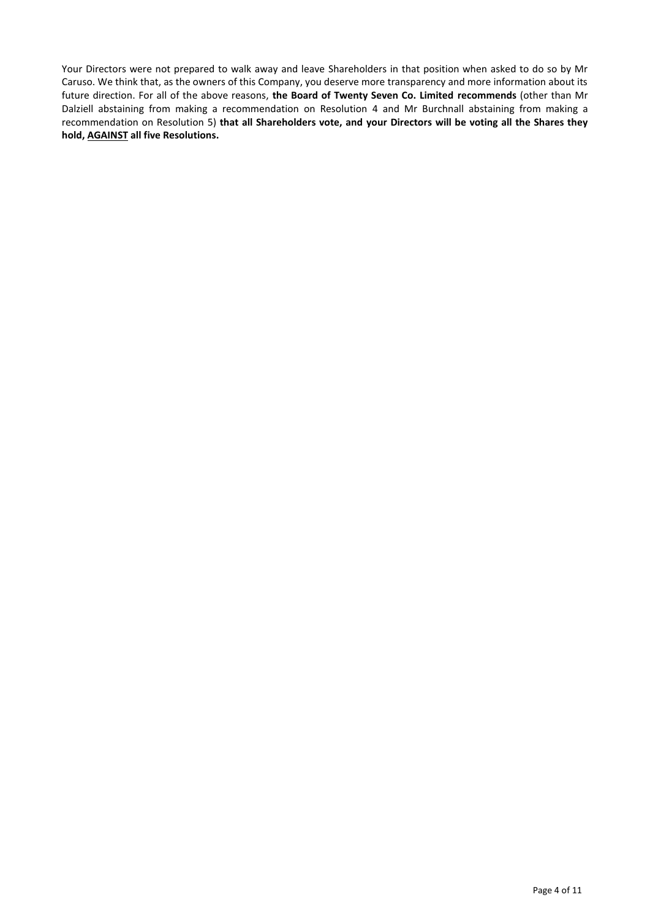Your Directors were not prepared to walk away and leave Shareholders in that position when asked to do so by Mr Caruso. We think that, as the owners of this Company, you deserve more transparency and more information about its future direction. For all of the above reasons, **the Board of Twenty Seven Co. Limited recommends** (other than Mr Dalziell abstaining from making a recommendation on Resolution 4 and Mr Burchnall abstaining from making a recommendation on Resolution 5) **that all Shareholders vote, and your Directors will be voting all the Shares they hold, AGAINST all five Resolutions.**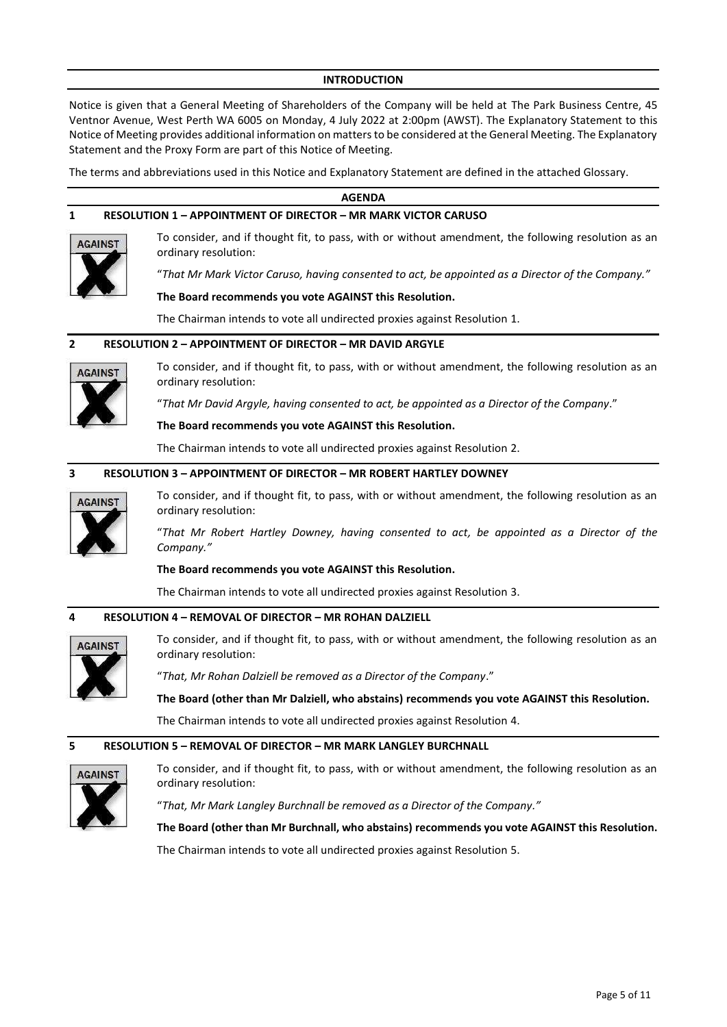## INTRODUCTION

Notice is given that a General Meeting of Shareholders of the Company will be held at The Park Business Centre, 45 Ventnor Avenue, West Perth WA 6005 on Monday, 4 July 2022 at 2:00pm (AWST). The Explanatory Statement to this Notice of Meeting provides additional information on matters to be considered at the General Meeting. The Explanatory Statement and the Proxy Form are part of this Notice of Meeting.

The terms and abbreviations used in this Notice and Explanatory Statement are defined in the attached Glossary.

## AGENDA

### 1 RESOLUTION 1 – APPOINTMENT OF DIRECTOR – MR MARK VICTOR CARUSO

AGAINST

To consider, and if thought fit, to pass, with or without amendment, the following resolution as an ordinary resolution:

"*That Mr Mark Victor Caruso, having consented to act, be appointed as a Director of the Company.*"

**The Board recommends you vote AGAINST this Resolution.**

The Chairman intends to vote all undirected proxies against Resolution 1.

### 2 RESOLUTION 2 – APPOINTMENT OF DIRECTOR – MR DAVID ARGYLE

AGAINST

To consider, and if thought fit, to pass, with or without amendment, the following resolution as an ordinary resolution:

"*That Mr David Argyle, having consented to act, be appointed as a Director of the Company*."

**The Board recommends you vote AGAINST this Resolution.**

The Chairman intends to vote all undirected proxies against Resolution 2.

### 3 RESOLUTION 3 – APPOINTMENT OF DIRECTOR – MR ROBERT HARTLEY DOWNEY

AGAINST

To consider, and if thought fit, to pass, with or without amendment, the following resolution as an ordinary resolution:

"*That Mr Robert Hartley Downey, having consented to act, be appointed as a Director of the Company.*"

**The Board recommends you vote AGAINST this Resolution.**

The Chairman intends to vote all undirected proxies against Resolution 3.

### 4 RESOLUTION 4 – REMOVAL OF DIRECTOR – MR ROHAN DALZIELL

AGAINST

To consider, and if thought fit, to pass, with or without amendment, the following resolution as an ordinary resolution:

"*That, Mr Rohan Dalziell be removed as a Director of the Company*."

**The Board (other than Mr Dalziell, who abstains) recommends you vote AGAINST this Resolution.**

The Chairman intends to vote all undirected proxies against Resolution 4.

### 5 RESOLUTION 5 – REMOVAL OF DIRECTOR – MR MARK LANGLEY BURCHNALL

AGAINST

To consider, and if thought fit, to pass, with or without amendment, the following resolution as an ordinary resolution:

"*That, Mr Mark Langley Burchnall be removed as a Director of the Company.*"

**The Board (other than Mr Burchnall, who abstains) recommends you vote AGAINST this Resolution.**

The Chairman intends to vote all undirected proxies against Resolution 5.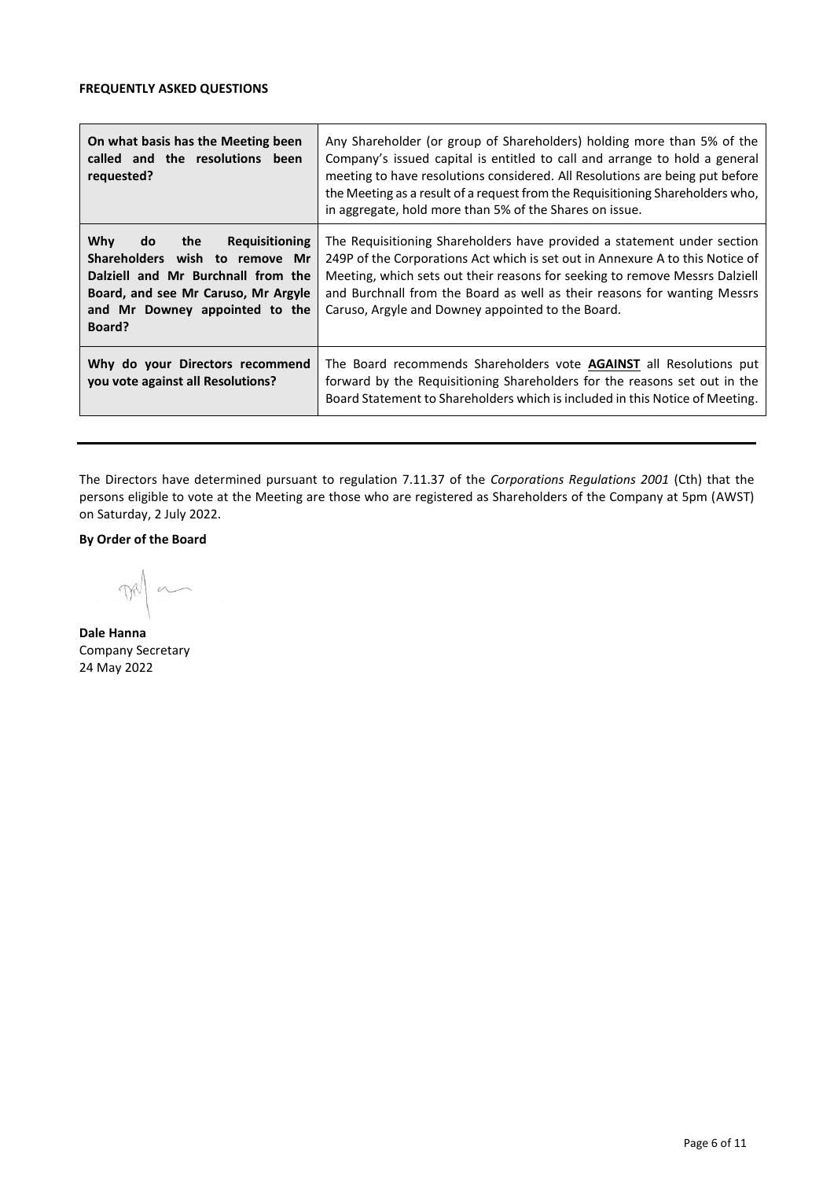**FREQUENTLY ASKED QUESTIONS**

| **On what basis has the Meeting been called and the resolutions been requested?** | Any Shareholder (or group of Shareholders) holding more than 5% of the Company's issued capital is entitled to call and arrange to hold a general meeting to have resolutions considered. All Resolutions are being put before the Meeting as a result of a request from the Requisitioning Shareholders who, in aggregate, hold more than 5% of the Shares on issue. |
|---|---|
| **Why do the Requisitioning Shareholders wish to remove Mr Dalziell and Mr Burchnall from the Board, and see Mr Caruso, Mr Argyle and Mr Downey appointed to the Board?** | The Requisitioning Shareholders have provided a statement under section 249P of the Corporations Act which is set out in Annexure A to this Notice of Meeting, which sets out their reasons for seeking to remove Messrs Dalziell and Burchnall from the Board as well as their reasons for wanting Messrs Caruso, Argyle and Downey appointed to the Board. |
| **Why do your Directors recommend you vote against all Resolutions?** | The Board recommends Shareholders vote **AGAINST** all Resolutions put forward by the Requisitioning Shareholders for the reasons set out in the Board Statement to Shareholders which is included in this Notice of Meeting. |

---

The Directors have determined pursuant to regulation 7.11.37 of the *Corporations Regulations 2001* (Cth) that the persons eligible to vote at the Meeting are those who are registered as Shareholders of the Company at 5pm (AWST) on Saturday, 2 July 2022.

**By Order of the Board**

**Dale Hanna**
Company Secretary
24 May 2022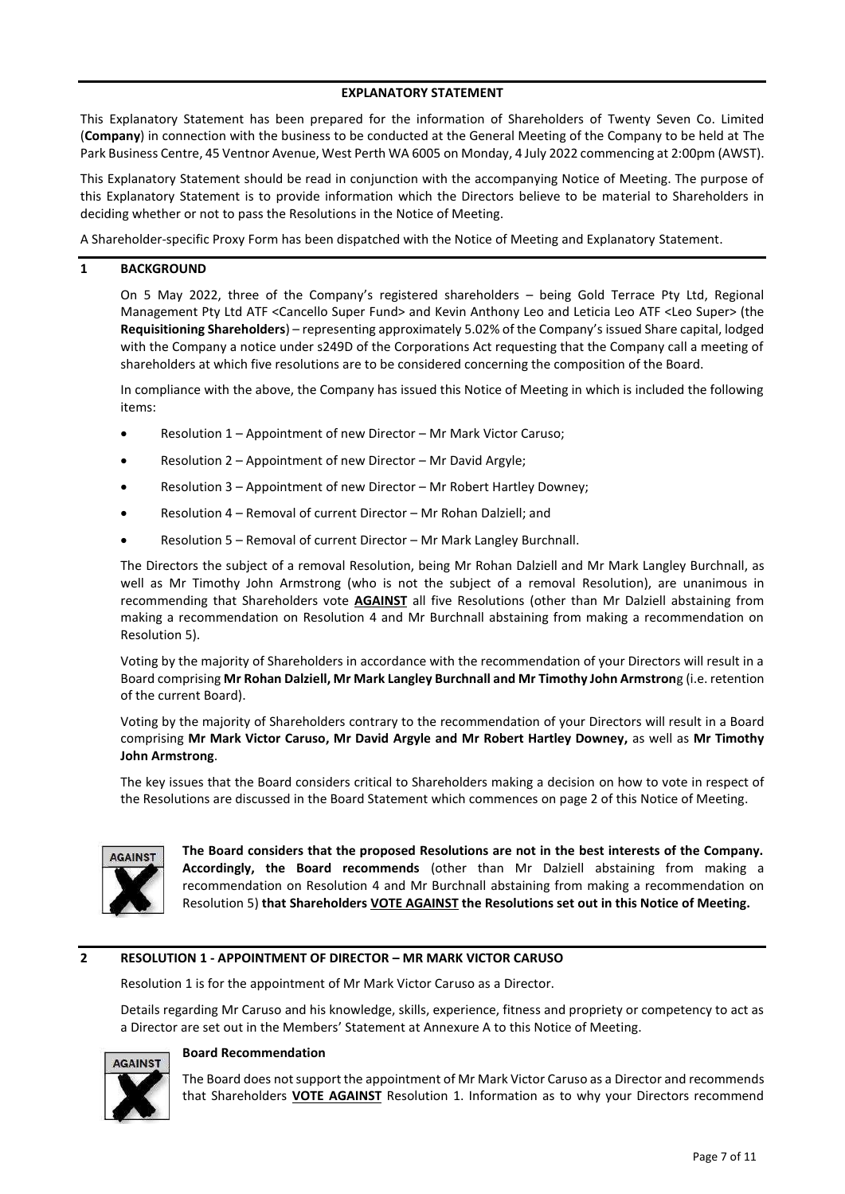## EXPLANATORY STATEMENT

This Explanatory Statement has been prepared for the information of Shareholders of Twenty Seven Co. Limited (**Company**) in connection with the business to be conducted at the General Meeting of the Company to be held at The Park Business Centre, 45 Ventnor Avenue, West Perth WA 6005 on Monday, 4 July 2022 commencing at 2:00pm (AWST).

This Explanatory Statement should be read in conjunction with the accompanying Notice of Meeting. The purpose of this Explanatory Statement is to provide information which the Directors believe to be material to Shareholders in deciding whether or not to pass the Resolutions in the Notice of Meeting.

A Shareholder-specific Proxy Form has been dispatched with the Notice of Meeting and Explanatory Statement.

## 1 BACKGROUND

On 5 May 2022, three of the Company's registered shareholders – being Gold Terrace Pty Ltd, Regional Management Pty Ltd ATF <Cancello Super Fund> and Kevin Anthony Leo and Leticia Leo ATF <Leo Super> (the **Requisitioning Shareholders**) – representing approximately 5.02% of the Company's issued Share capital, lodged with the Company a notice under s249D of the Corporations Act requesting that the Company call a meeting of shareholders at which five resolutions are to be considered concerning the composition of the Board.

In compliance with the above, the Company has issued this Notice of Meeting in which is included the following items:

- Resolution 1 – Appointment of new Director – Mr Mark Victor Caruso;
- Resolution 2 – Appointment of new Director – Mr David Argyle;
- Resolution 3 – Appointment of new Director – Mr Robert Hartley Downey;
- Resolution 4 – Removal of current Director – Mr Rohan Dalziell; and
- Resolution 5 – Removal of current Director – Mr Mark Langley Burchnall.

The Directors the subject of a removal Resolution, being Mr Rohan Dalziell and Mr Mark Langley Burchnall, as well as Mr Timothy John Armstrong (who is not the subject of a removal Resolution), are unanimous in recommending that Shareholders vote **AGAINST** all five Resolutions (other than Mr Dalziell abstaining from making a recommendation on Resolution 4 and Mr Burchnall abstaining from making a recommendation on Resolution 5).

Voting by the majority of Shareholders in accordance with the recommendation of your Directors will result in a Board comprising **Mr Rohan Dalziell, Mr Mark Langley Burchnall and Mr Timothy John Armstron**g (i.e. retention of the current Board).

Voting by the majority of Shareholders contrary to the recommendation of your Directors will result in a Board comprising **Mr Mark Victor Caruso, Mr David Argyle and Mr Robert Hartley Downey,** as well as **Mr Timothy John Armstrong**.

The key issues that the Board considers critical to Shareholders making a decision on how to vote in respect of the Resolutions are discussed in the Board Statement which commences on page 2 of this Notice of Meeting.

AGAINST

**The Board considers that the proposed Resolutions are not in the best interests of the Company. Accordingly, the Board recommends** (other than Mr Dalziell abstaining from making a recommendation on Resolution 4 and Mr Burchnall abstaining from making a recommendation on Resolution 5) **that Shareholders VOTE AGAINST the Resolutions set out in this Notice of Meeting.**

## 2 RESOLUTION 1 - APPOINTMENT OF DIRECTOR – MR MARK VICTOR CARUSO

Resolution 1 is for the appointment of Mr Mark Victor Caruso as a Director.

Details regarding Mr Caruso and his knowledge, skills, experience, fitness and propriety or competency to act as a Director are set out in the Members' Statement at Annexure A to this Notice of Meeting.

AGAINST

### Board Recommendation

The Board does not support the appointment of Mr Mark Victor Caruso as a Director and recommends that Shareholders **VOTE AGAINST** Resolution 1. Information as to why your Directors recommend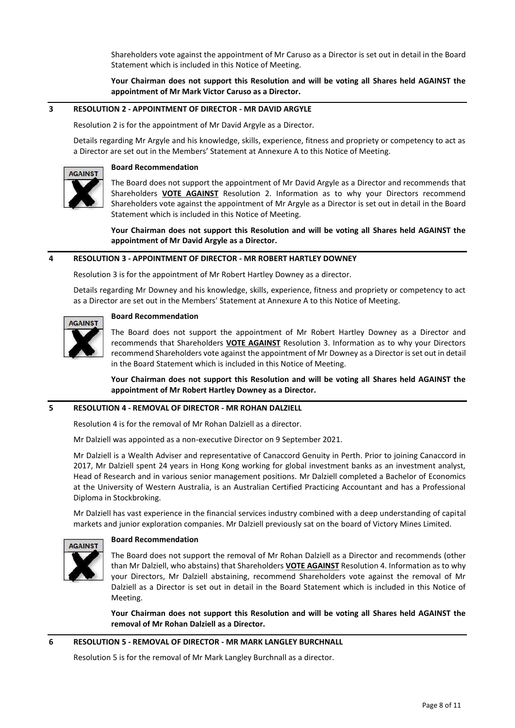Shareholders vote against the appointment of Mr Caruso as a Director is set out in detail in the Board Statement which is included in this Notice of Meeting.

**Your Chairman does not support this Resolution and will be voting all Shares held AGAINST the appointment of Mr Mark Victor Caruso as a Director.**

## 3 RESOLUTION 2 - APPOINTMENT OF DIRECTOR - MR DAVID ARGYLE

Resolution 2 is for the appointment of Mr David Argyle as a Director.

Details regarding Mr Argyle and his knowledge, skills, experience, fitness and propriety or competency to act as a Director are set out in the Members' Statement at Annexure A to this Notice of Meeting.

AGAINST

**Board Recommendation**

The Board does not support the appointment of Mr David Argyle as a Director and recommends that Shareholders **VOTE AGAINST** Resolution 2. Information as to why your Directors recommend Shareholders vote against the appointment of Mr Argyle as a Director is set out in detail in the Board Statement which is included in this Notice of Meeting.

**Your Chairman does not support this Resolution and will be voting all Shares held AGAINST the appointment of Mr David Argyle as a Director.**

## 4 RESOLUTION 3 - APPOINTMENT OF DIRECTOR - MR ROBERT HARTLEY DOWNEY

Resolution 3 is for the appointment of Mr Robert Hartley Downey as a director.

Details regarding Mr Downey and his knowledge, skills, experience, fitness and propriety or competency to act as a Director are set out in the Members' Statement at Annexure A to this Notice of Meeting.

AGAINST

**Board Recommendation**

The Board does not support the appointment of Mr Robert Hartley Downey as a Director and recommends that Shareholders **VOTE AGAINST** Resolution 3. Information as to why your Directors recommend Shareholders vote against the appointment of Mr Downey as a Director is set out in detail in the Board Statement which is included in this Notice of Meeting.

**Your Chairman does not support this Resolution and will be voting all Shares held AGAINST the appointment of Mr Robert Hartley Downey as a Director.**

## 5 RESOLUTION 4 - REMOVAL OF DIRECTOR - MR ROHAN DALZIELL

Resolution 4 is for the removal of Mr Rohan Dalziell as a director.

Mr Dalziell was appointed as a non-executive Director on 9 September 2021.

Mr Dalziell is a Wealth Adviser and representative of Canaccord Genuity in Perth. Prior to joining Canaccord in 2017, Mr Dalziell spent 24 years in Hong Kong working for global investment banks as an investment analyst, Head of Research and in various senior management positions. Mr Dalziell completed a Bachelor of Economics at the University of Western Australia, is an Australian Certified Practicing Accountant and has a Professional Diploma in Stockbroking.

Mr Dalziell has vast experience in the financial services industry combined with a deep understanding of capital markets and junior exploration companies. Mr Dalziell previously sat on the board of Victory Mines Limited.

AGAINST

**Board Recommendation**

The Board does not support the removal of Mr Rohan Dalziell as a Director and recommends (other than Mr Dalziell, who abstains) that Shareholders **VOTE AGAINST** Resolution 4. Information as to why your Directors, Mr Dalziell abstaining, recommend Shareholders vote against the removal of Mr Dalziell as a Director is set out in detail in the Board Statement which is included in this Notice of Meeting.

**Your Chairman does not support this Resolution and will be voting all Shares held AGAINST the removal of Mr Rohan Dalziell as a Director.**

## 6 RESOLUTION 5 - REMOVAL OF DIRECTOR - MR MARK LANGLEY BURCHNALL

Resolution 5 is for the removal of Mr Mark Langley Burchnall as a director.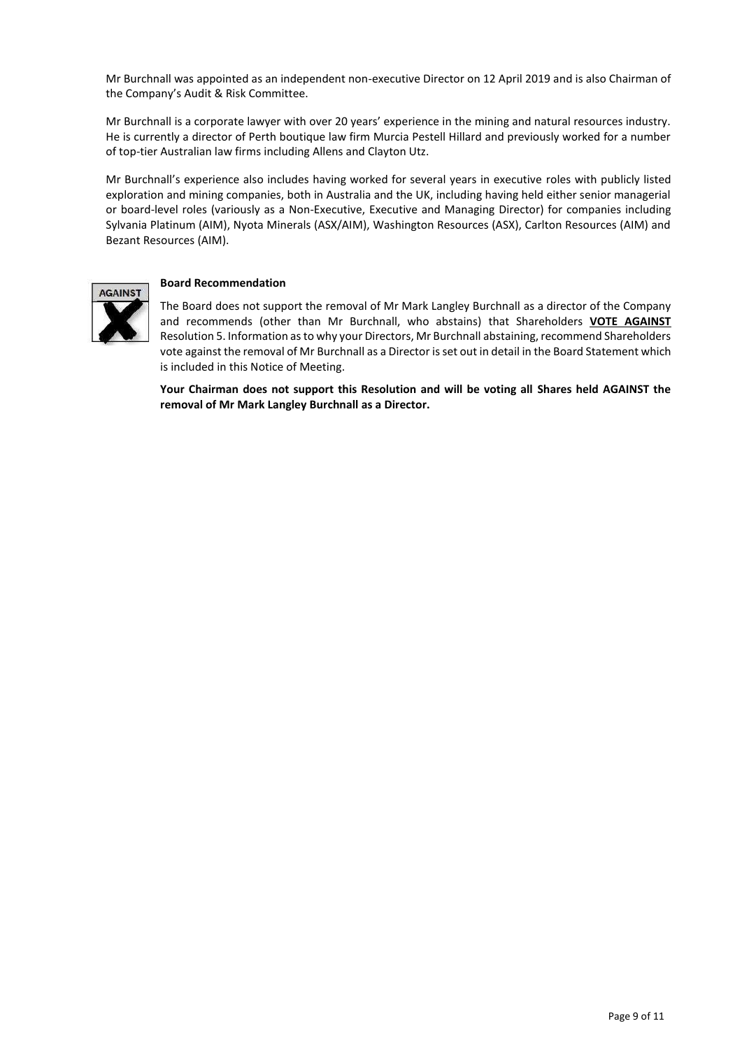Mr Burchnall was appointed as an independent non-executive Director on 12 April 2019 and is also Chairman of the Company's Audit & Risk Committee.

Mr Burchnall is a corporate lawyer with over 20 years' experience in the mining and natural resources industry. He is currently a director of Perth boutique law firm Murcia Pestell Hillard and previously worked for a number of top-tier Australian law firms including Allens and Clayton Utz.

Mr Burchnall's experience also includes having worked for several years in executive roles with publicly listed exploration and mining companies, both in Australia and the UK, including having held either senior managerial or board-level roles (variously as a Non-Executive, Executive and Managing Director) for companies including Sylvania Platinum (AIM), Nyota Minerals (ASX/AIM), Washington Resources (ASX), Carlton Resources (AIM) and Bezant Resources (AIM).

AGAINST

**Board Recommendation**

The Board does not support the removal of Mr Mark Langley Burchnall as a director of the Company and recommends (other than Mr Burchnall, who abstains) that Shareholders **VOTE AGAINST** Resolution 5. Information as to why your Directors, Mr Burchnall abstaining, recommend Shareholders vote against the removal of Mr Burchnall as a Director is set out in detail in the Board Statement which is included in this Notice of Meeting.

**Your Chairman does not support this Resolution and will be voting all Shares held AGAINST the removal of Mr Mark Langley Burchnall as a Director.**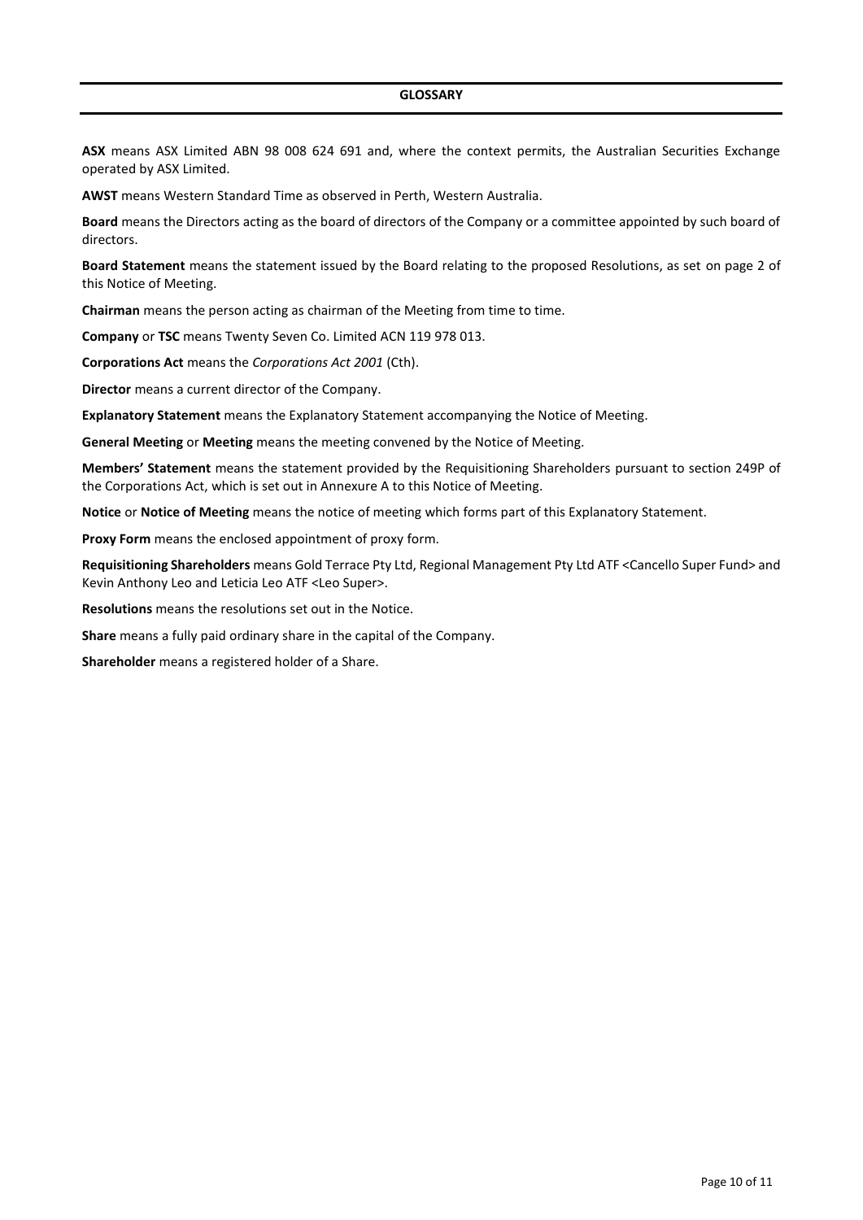## GLOSSARY

**ASX** means ASX Limited ABN 98 008 624 691 and, where the context permits, the Australian Securities Exchange operated by ASX Limited.

**AWST** means Western Standard Time as observed in Perth, Western Australia.

**Board** means the Directors acting as the board of directors of the Company or a committee appointed by such board of directors.

**Board Statement** means the statement issued by the Board relating to the proposed Resolutions, as set on page 2 of this Notice of Meeting.

**Chairman** means the person acting as chairman of the Meeting from time to time.

**Company** or **TSC** means Twenty Seven Co. Limited ACN 119 978 013.

**Corporations Act** means the *Corporations Act 2001* (Cth).

**Director** means a current director of the Company.

**Explanatory Statement** means the Explanatory Statement accompanying the Notice of Meeting.

**General Meeting** or **Meeting** means the meeting convened by the Notice of Meeting.

**Members' Statement** means the statement provided by the Requisitioning Shareholders pursuant to section 249P of the Corporations Act, which is set out in Annexure A to this Notice of Meeting.

**Notice** or **Notice of Meeting** means the notice of meeting which forms part of this Explanatory Statement.

**Proxy Form** means the enclosed appointment of proxy form.

**Requisitioning Shareholders** means Gold Terrace Pty Ltd, Regional Management Pty Ltd ATF <Cancello Super Fund> and Kevin Anthony Leo and Leticia Leo ATF <Leo Super>.

**Resolutions** means the resolutions set out in the Notice.

**Share** means a fully paid ordinary share in the capital of the Company.

**Shareholder** means a registered holder of a Share.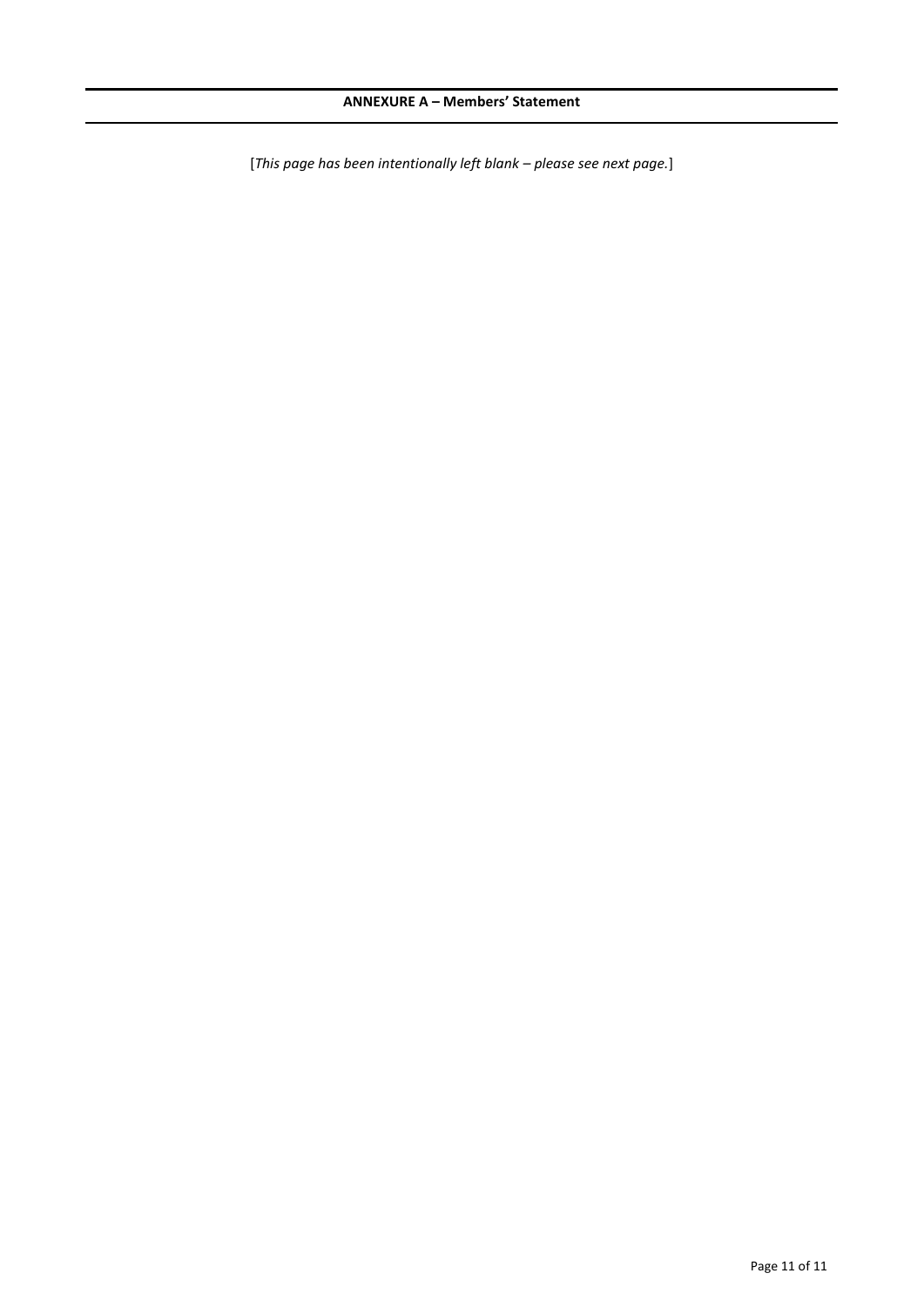**ANNEXURE A – Members' Statement**

[*This page has been intentionally left blank – please see next page.*]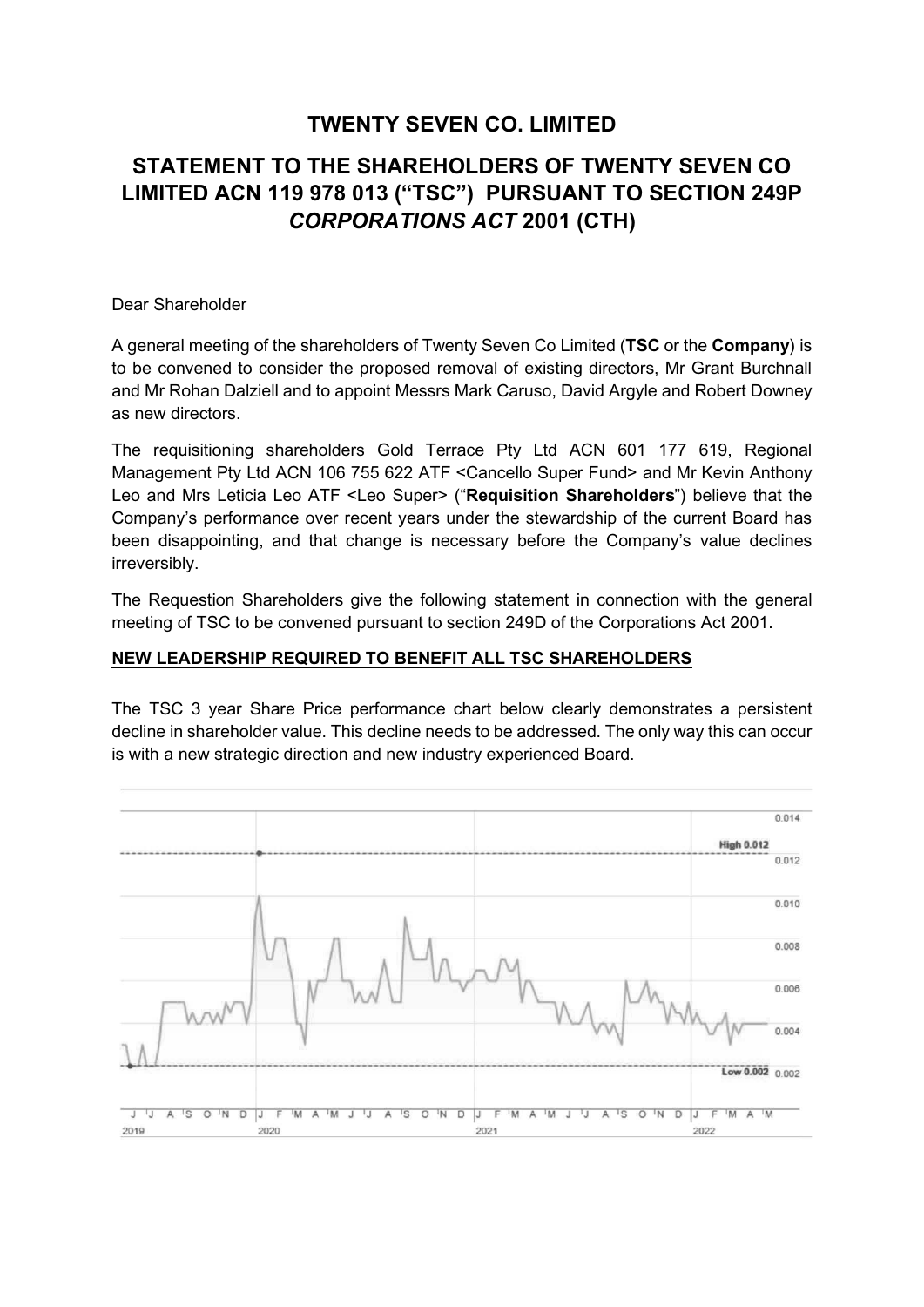# TWENTY SEVEN CO. LIMITED

# STATEMENT TO THE SHAREHOLDERS OF TWENTY SEVEN CO LIMITED ACN 119 978 013 ("TSC") PURSUANT TO SECTION 249P *CORPORATIONS ACT* 2001 (CTH)

Dear Shareholder

A general meeting of the shareholders of Twenty Seven Co Limited (**TSC** or the **Company**) is to be convened to consider the proposed removal of existing directors, Mr Grant Burchnall and Mr Rohan Dalziell and to appoint Messrs Mark Caruso, David Argyle and Robert Downey as new directors.

The requisitioning shareholders Gold Terrace Pty Ltd ACN 601 177 619, Regional Management Pty Ltd ACN 106 755 622 ATF <Cancello Super Fund> and Mr Kevin Anthony Leo and Mrs Leticia Leo ATF <Leo Super> ("**Requisition Shareholders**") believe that the Company's performance over recent years under the stewardship of the current Board has been disappointing, and that change is necessary before the Company's value declines irreversibly.

The Requestion Shareholders give the following statement in connection with the general meeting of TSC to be convened pursuant to section 249D of the Corporations Act 2001.

**NEW LEADERSHIP REQUIRED TO BENEFIT ALL TSC SHAREHOLDERS**

The TSC 3 year Share Price performance chart below clearly demonstrates a persistent decline in shareholder value. This decline needs to be addressed. The only way this can occur is with a new strategic direction and new industry experienced Board.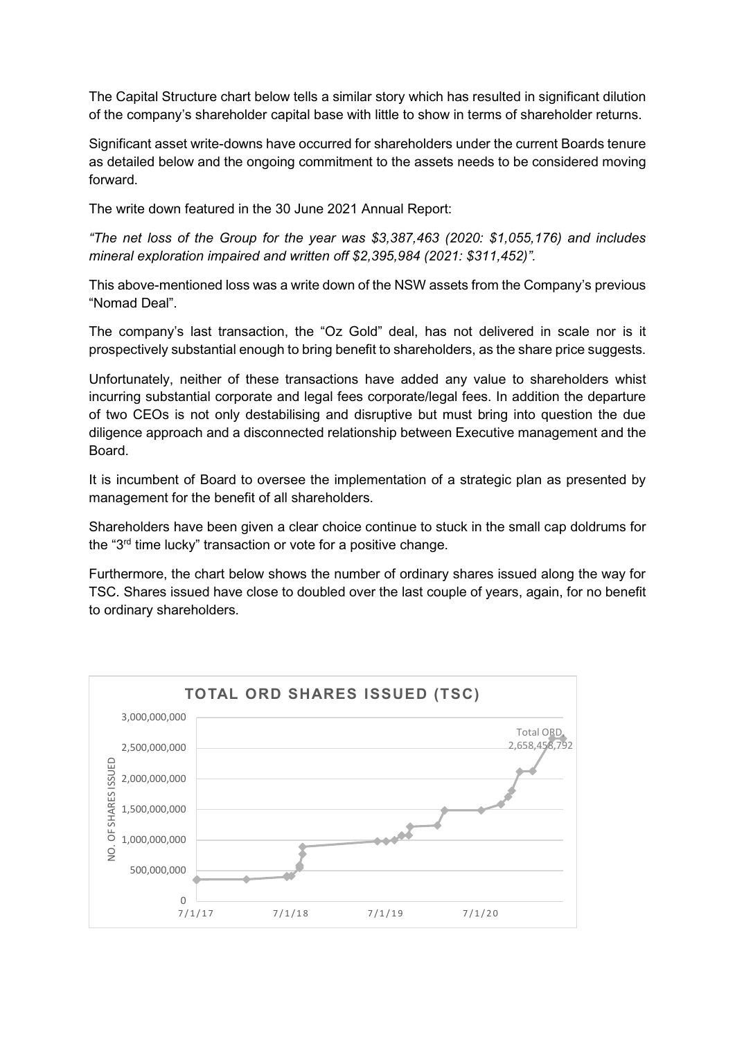The Capital Structure chart below tells a similar story which has resulted in significant dilution of the company's shareholder capital base with little to show in terms of shareholder returns.

Significant asset write-downs have occurred for shareholders under the current Boards tenure as detailed below and the ongoing commitment to the assets needs to be considered moving forward.

The write down featured in the 30 June 2021 Annual Report:

*"The net loss of the Group for the year was $3,387,463 (2020: $1,055,176) and includes mineral exploration impaired and written off $2,395,984 (2021: $311,452)".*

This above-mentioned loss was a write down of the NSW assets from the Company's previous "Nomad Deal".

The company's last transaction, the "Oz Gold" deal, has not delivered in scale nor is it prospectively substantial enough to bring benefit to shareholders, as the share price suggests.

Unfortunately, neither of these transactions have added any value to shareholders whist incurring substantial corporate and legal fees corporate/legal fees. In addition the departure of two CEOs is not only destabilising and disruptive but must bring into question the due diligence approach and a disconnected relationship between Executive management and the Board.

It is incumbent of Board to oversee the implementation of a strategic plan as presented by management for the benefit of all shareholders.

Shareholders have been given a clear choice continue to stuck in the small cap doldrums for the "3rd time lucky" transaction or vote for a positive change.

Furthermore, the chart below shows the number of ordinary shares issued along the way for TSC. Shares issued have close to doubled over the last couple of years, again, for no benefit to ordinary shareholders.

**TOTAL ORD SHARES ISSUED (TSC)**

NO. OF SHARES ISSUED: 0 – 3,000,000,000; dates 7/1/17, 7/1/18, 7/1/19, 7/1/20

Total ORD 2,658,458,792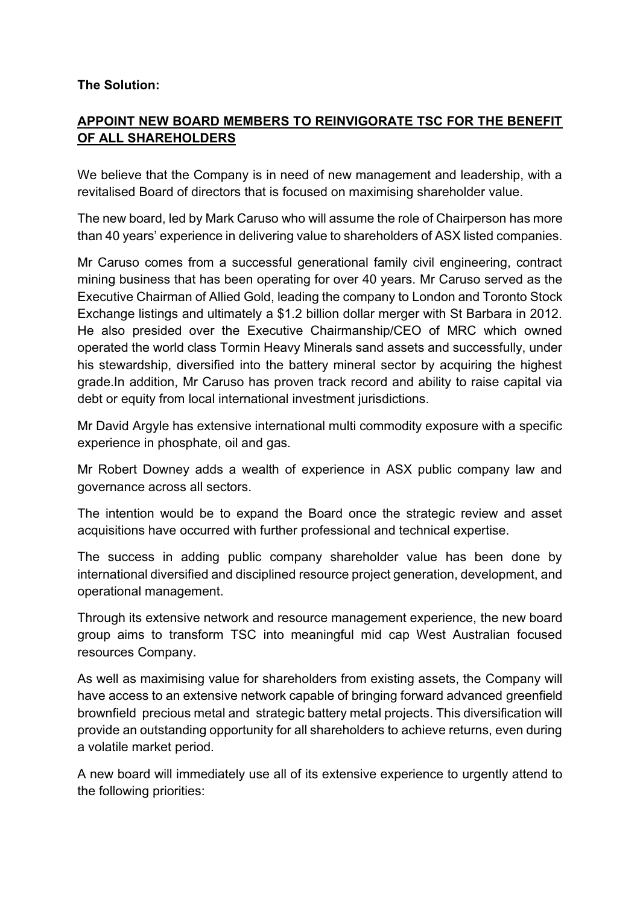**The Solution:**

**APPOINT NEW BOARD MEMBERS TO REINVIGORATE TSC FOR THE BENEFIT OF ALL SHAREHOLDERS**

We believe that the Company is in need of new management and leadership, with a revitalised Board of directors that is focused on maximising shareholder value.

The new board, led by Mark Caruso who will assume the role of Chairperson has more than 40 years' experience in delivering value to shareholders of ASX listed companies.

Mr Caruso comes from a successful generational family civil engineering, contract mining business that has been operating for over 40 years. Mr Caruso served as the Executive Chairman of Allied Gold, leading the company to London and Toronto Stock Exchange listings and ultimately a $1.2 billion dollar merger with St Barbara in 2012. He also presided over the Executive Chairmanship/CEO of MRC which owned operated the world class Tormin Heavy Minerals sand assets and successfully, under his stewardship, diversified into the battery mineral sector by acquiring the highest grade.In addition, Mr Caruso has proven track record and ability to raise capital via debt or equity from local international investment jurisdictions.

Mr David Argyle has extensive international multi commodity exposure with a specific experience in phosphate, oil and gas.

Mr Robert Downey adds a wealth of experience in ASX public company law and governance across all sectors.

The intention would be to expand the Board once the strategic review and asset acquisitions have occurred with further professional and technical expertise.

The success in adding public company shareholder value has been done by international diversified and disciplined resource project generation, development, and operational management.

Through its extensive network and resource management experience, the new board group aims to transform TSC into meaningful mid cap West Australian focused resources Company.

As well as maximising value for shareholders from existing assets, the Company will have access to an extensive network capable of bringing forward advanced greenfield brownfield precious metal and strategic battery metal projects. This diversification will provide an outstanding opportunity for all shareholders to achieve returns, even during a volatile market period.

A new board will immediately use all of its extensive experience to urgently attend to the following priorities: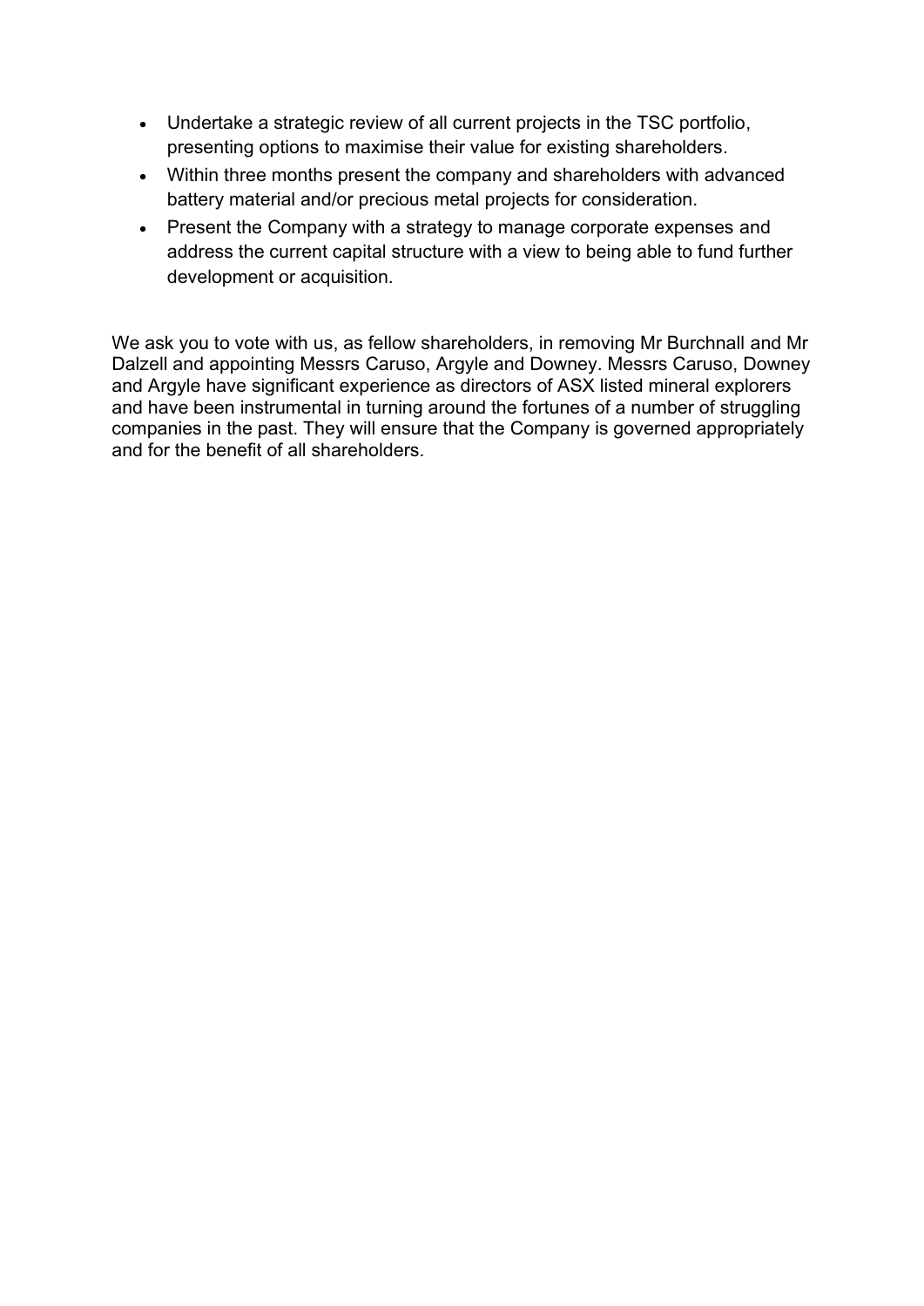- Undertake a strategic review of all current projects in the TSC portfolio, presenting options to maximise their value for existing shareholders.
- Within three months present the company and shareholders with advanced battery material and/or precious metal projects for consideration.
- Present the Company with a strategy to manage corporate expenses and address the current capital structure with a view to being able to fund further development or acquisition.

We ask you to vote with us, as fellow shareholders, in removing Mr Burchnall and Mr Dalzell and appointing Messrs Caruso, Argyle and Downey. Messrs Caruso, Downey and Argyle have significant experience as directors of ASX listed mineral explorers and have been instrumental in turning around the fortunes of a number of struggling companies in the past. They will ensure that the Company is governed appropriately and for the benefit of all shareholders.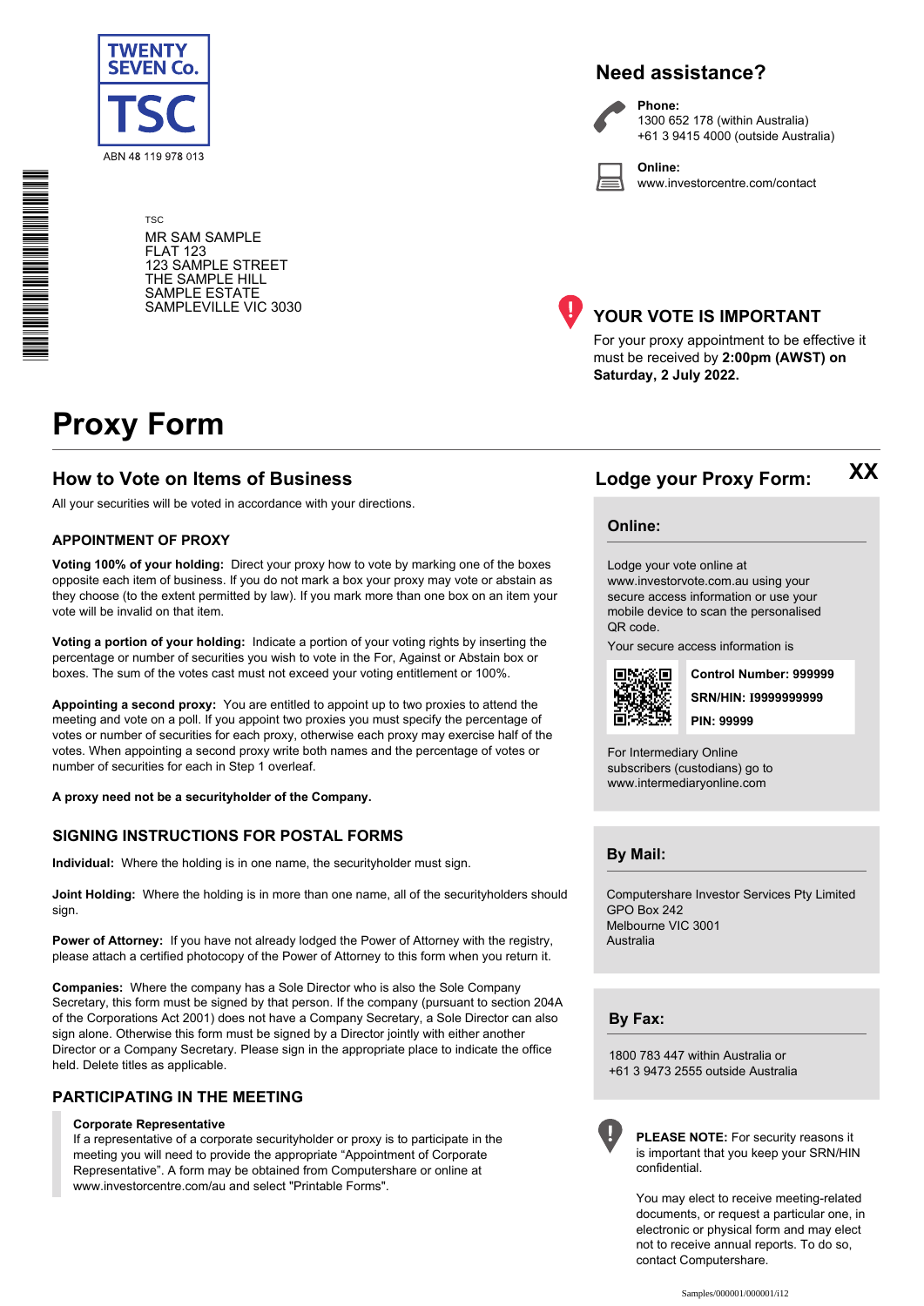TWENTY SEVEN Co.

TSC

ABN 48 119 978 013

TSC

MR SAM SAMPLE
FLAT 123
123 SAMPLE STREET
THE SAMPLE HILL
SAMPLE ESTATE
SAMPLEVILLE VIC 3030

## Need assistance?

**Phone:**
1300 652 178 (within Australia)
+61 3 9415 4000 (outside Australia)

**Online:**
www.investorcentre.com/contact

## YOUR VOTE IS IMPORTANT

For your proxy appointment to be effective it must be received by **2:00pm (AWST) on Saturday, 2 July 2022.**

# Proxy Form

## How to Vote on Items of Business

All your securities will be voted in accordance with your directions.

### APPOINTMENT OF PROXY

**Voting 100% of your holding:** Direct your proxy how to vote by marking one of the boxes opposite each item of business. If you do not mark a box your proxy may vote or abstain as they choose (to the extent permitted by law). If you mark more than one box on an item your vote will be invalid on that item.

**Voting a portion of your holding:** Indicate a portion of your voting rights by inserting the percentage or number of securities you wish to vote in the For, Against or Abstain box or boxes. The sum of the votes cast must not exceed your voting entitlement or 100%.

**Appointing a second proxy:** You are entitled to appoint up to two proxies to attend the meeting and vote on a poll. If you appoint two proxies you must specify the percentage of votes or number of securities for each proxy, otherwise each proxy may exercise half of the votes. When appointing a second proxy write both names and the percentage of votes or number of securities for each in Step 1 overleaf.

**A proxy need not be a securityholder of the Company.**

### SIGNING INSTRUCTIONS FOR POSTAL FORMS

**Individual:** Where the holding is in one name, the securityholder must sign.

**Joint Holding:** Where the holding is in more than one name, all of the securityholders should sign.

**Power of Attorney:** If you have not already lodged the Power of Attorney with the registry, please attach a certified photocopy of the Power of Attorney to this form when you return it.

**Companies:** Where the company has a Sole Director who is also the Sole Company Secretary, this form must be signed by that person. If the company (pursuant to section 204A of the Corporations Act 2001) does not have a Company Secretary, a Sole Director can also sign alone. Otherwise this form must be signed by a Director jointly with either another Director or a Company Secretary. Please sign in the appropriate place to indicate the office held. Delete titles as applicable.

### PARTICIPATING IN THE MEETING

**Corporate Representative**
If a representative of a corporate securityholder or proxy is to participate in the meeting you will need to provide the appropriate "Appointment of Corporate Representative". A form may be obtained from Computershare or online at www.investorcentre.com/au and select "Printable Forms".

## Lodge your Proxy Form: XX

### Online:

Lodge your vote online at www.investorvote.com.au using your secure access information or use your mobile device to scan the personalised QR code.

Your secure access information is

**Control Number: 999999**
**SRN/HIN: I9999999999**
**PIN: 99999**

For Intermediary Online subscribers (custodians) go to www.intermediaryonline.com

### By Mail:

Computershare Investor Services Pty Limited
GPO Box 242
Melbourne VIC 3001
Australia

### By Fax:

1800 783 447 within Australia or
+61 3 9473 2555 outside Australia

**PLEASE NOTE:** For security reasons it is important that you keep your SRN/HIN confidential.

You may elect to receive meeting-related documents, or request a particular one, in electronic or physical form and may elect not to receive annual reports. To do so, contact Computershare.

Samples/000001/000001/i12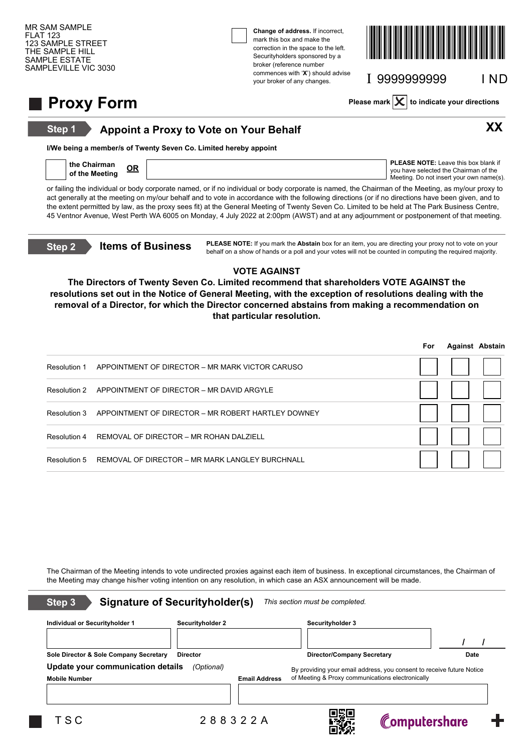MR SAM SAMPLE
FLAT 123
123 SAMPLE STREET
THE SAMPLE HILL
SAMPLE ESTATE
SAMPLEVILLE VIC 3030

**Change of address.** If incorrect, mark this box and make the correction in the space to the left. Securityholders sponsored by a broker (reference number commences with '**X**') should advise your broker of any changes.

I 9999999999 I ND

# Proxy Form

Please mark X to indicate your directions

## Step 1 Appoint a Proxy to Vote on Your Behalf

**XX**

**I/We being a member/s of Twenty Seven Co. Limited hereby appoint**

the Chairman of the Meeting **OR**

**PLEASE NOTE:** Leave this box blank if you have selected the Chairman of the Meeting. Do not insert your own name(s).

or failing the individual or body corporate named, or if no individual or body corporate is named, the Chairman of the Meeting, as my/our proxy to act generally at the meeting on my/our behalf and to vote in accordance with the following directions (or if no directions have been given, and to the extent permitted by law, as the proxy sees fit) at the General Meeting of Twenty Seven Co. Limited to be held at The Park Business Centre, 45 Ventnor Avenue, West Perth WA 6005 on Monday, 4 July 2022 at 2:00pm (AWST) and at any adjournment or postponement of that meeting.

## Step 2 Items of Business

**PLEASE NOTE:** If you mark the **Abstain** box for an item, you are directing your proxy not to vote on your behalf on a show of hands or a poll and your votes will not be counted in computing the required majority.

**VOTE AGAINST**

**The Directors of Twenty Seven Co. Limited recommend that shareholders VOTE AGAINST the resolutions set out in the Notice of General Meeting, with the exception of resolutions dealing with the removal of a Director, for which the Director concerned abstains from making a recommendation on that particular resolution.**

| | | For | Against | Abstain |
|---|---|---|---|---|
| Resolution 1 | APPOINTMENT OF DIRECTOR – MR MARK VICTOR CARUSO | | | |
| Resolution 2 | APPOINTMENT OF DIRECTOR – MR DAVID ARGYLE | | | |
| Resolution 3 | APPOINTMENT OF DIRECTOR – MR ROBERT HARTLEY DOWNEY | | | |
| Resolution 4 | REMOVAL OF DIRECTOR – MR ROHAN DALZIELL | | | |
| Resolution 5 | REMOVAL OF DIRECTOR – MR MARK LANGLEY BURCHNALL | | | |

The Chairman of the Meeting intends to vote undirected proxies against each item of business. In exceptional circumstances, the Chairman of the Meeting may change his/her voting intention on any resolution, in which case an ASX announcement will be made.

## Step 3 Signature of Securityholder(s)

*This section must be completed.*

| Individual or Securityholder 1 | Securityholder 2 | Securityholder 3 | |
|---|---|---|---|
| | | | / / |
| Sole Director & Sole Company Secretary | Director | Director/Company Secretary | Date |

**Update your communication details** *(Optional)*

By providing your email address, you consent to receive future Notice of Meeting & Proxy communications electronically

**Mobile Number** **Email Address**

TSC 288322A

Computershare